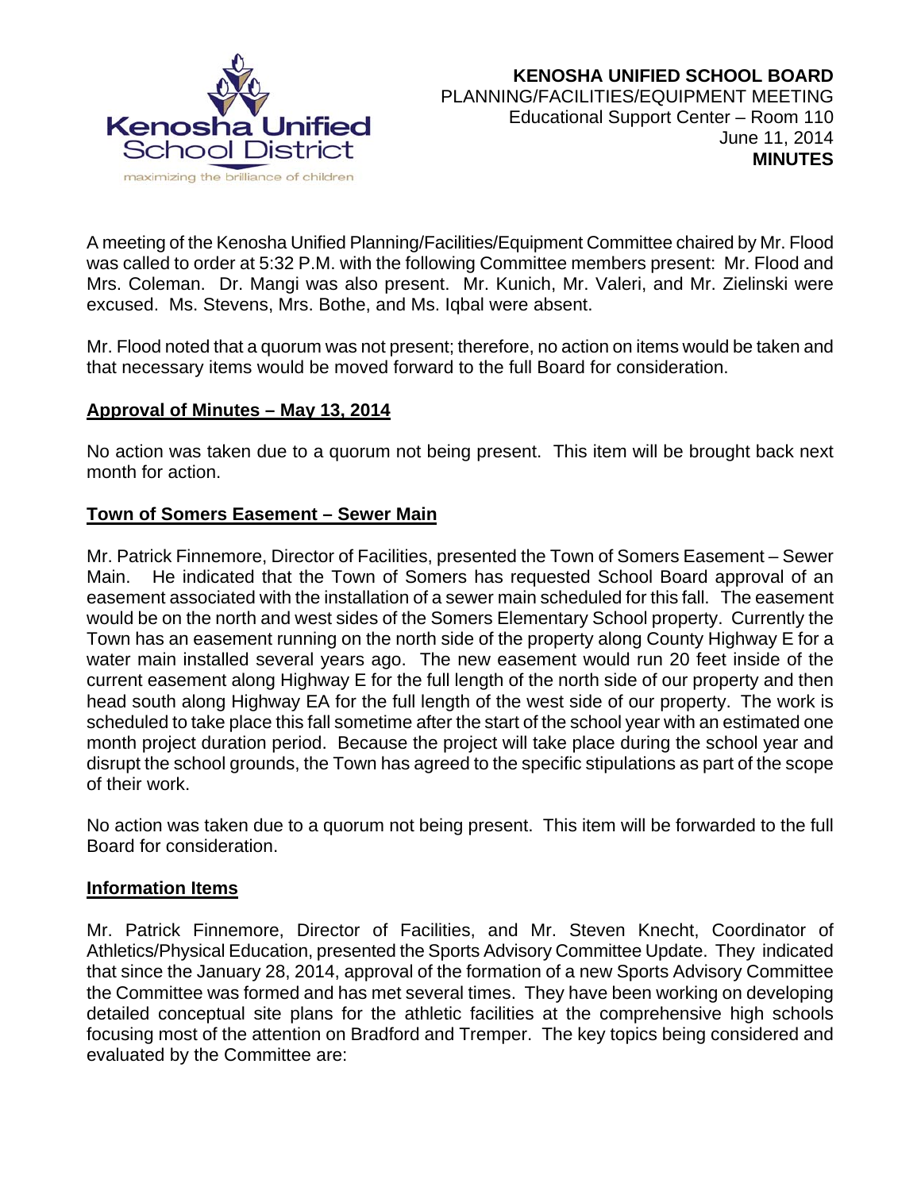**KENOSHA UNIFIED SCHOOL BOARD**
PLANNING/FACILITIES/EQUIPMENT MEETING
Educational Support Center – Room 110
June 11, 2014
**MINUTES**

A meeting of the Kenosha Unified Planning/Facilities/Equipment Committee chaired by Mr. Flood was called to order at 5:32 P.M. with the following Committee members present: Mr. Flood and Mrs. Coleman. Dr. Mangi was also present. Mr. Kunich, Mr. Valeri, and Mr. Zielinski were excused. Ms. Stevens, Mrs. Bothe, and Ms. Iqbal were absent.

Mr. Flood noted that a quorum was not present; therefore, no action on items would be taken and that necessary items would be moved forward to the full Board for consideration.

## Approval of Minutes – May 13, 2014

No action was taken due to a quorum not being present. This item will be brought back next month for action.

## Town of Somers Easement – Sewer Main

Mr. Patrick Finnemore, Director of Facilities, presented the Town of Somers Easement – Sewer Main. He indicated that the Town of Somers has requested School Board approval of an easement associated with the installation of a sewer main scheduled for this fall. The easement would be on the north and west sides of the Somers Elementary School property. Currently the Town has an easement running on the north side of the property along County Highway E for a water main installed several years ago. The new easement would run 20 feet inside of the current easement along Highway E for the full length of the north side of our property and then head south along Highway EA for the full length of the west side of our property. The work is scheduled to take place this fall sometime after the start of the school year with an estimated one month project duration period. Because the project will take place during the school year and disrupt the school grounds, the Town has agreed to the specific stipulations as part of the scope of their work.

No action was taken due to a quorum not being present. This item will be forwarded to the full Board for consideration.

## Information Items

Mr. Patrick Finnemore, Director of Facilities, and Mr. Steven Knecht, Coordinator of Athletics/Physical Education, presented the Sports Advisory Committee Update. They indicated that since the January 28, 2014, approval of the formation of a new Sports Advisory Committee the Committee was formed and has met several times. They have been working on developing detailed conceptual site plans for the athletic facilities at the comprehensive high schools focusing most of the attention on Bradford and Tremper. The key topics being considered and evaluated by the Committee are: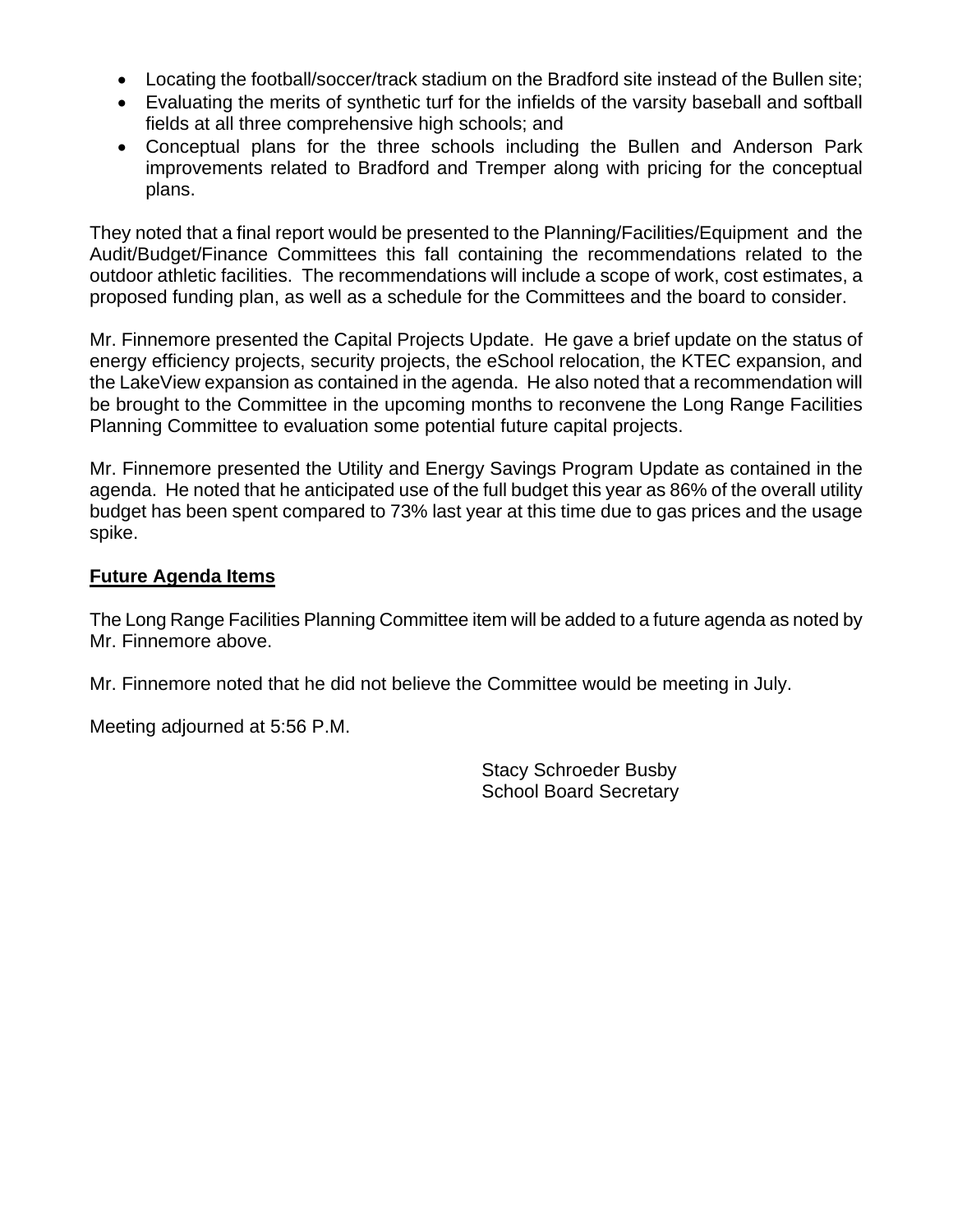- Locating the football/soccer/track stadium on the Bradford site instead of the Bullen site;
- Evaluating the merits of synthetic turf for the infields of the varsity baseball and softball fields at all three comprehensive high schools; and
- Conceptual plans for the three schools including the Bullen and Anderson Park improvements related to Bradford and Tremper along with pricing for the conceptual plans.

They noted that a final report would be presented to the Planning/Facilities/Equipment and the Audit/Budget/Finance Committees this fall containing the recommendations related to the outdoor athletic facilities. The recommendations will include a scope of work, cost estimates, a proposed funding plan, as well as a schedule for the Committees and the board to consider.

Mr. Finnemore presented the Capital Projects Update. He gave a brief update on the status of energy efficiency projects, security projects, the eSchool relocation, the KTEC expansion, and the LakeView expansion as contained in the agenda. He also noted that a recommendation will be brought to the Committee in the upcoming months to reconvene the Long Range Facilities Planning Committee to evaluation some potential future capital projects.

Mr. Finnemore presented the Utility and Energy Savings Program Update as contained in the agenda. He noted that he anticipated use of the full budget this year as 86% of the overall utility budget has been spent compared to 73% last year at this time due to gas prices and the usage spike.

**Future Agenda Items**

The Long Range Facilities Planning Committee item will be added to a future agenda as noted by Mr. Finnemore above.

Mr. Finnemore noted that he did not believe the Committee would be meeting in July.

Meeting adjourned at 5:56 P.M.

Stacy Schroeder Busby
School Board Secretary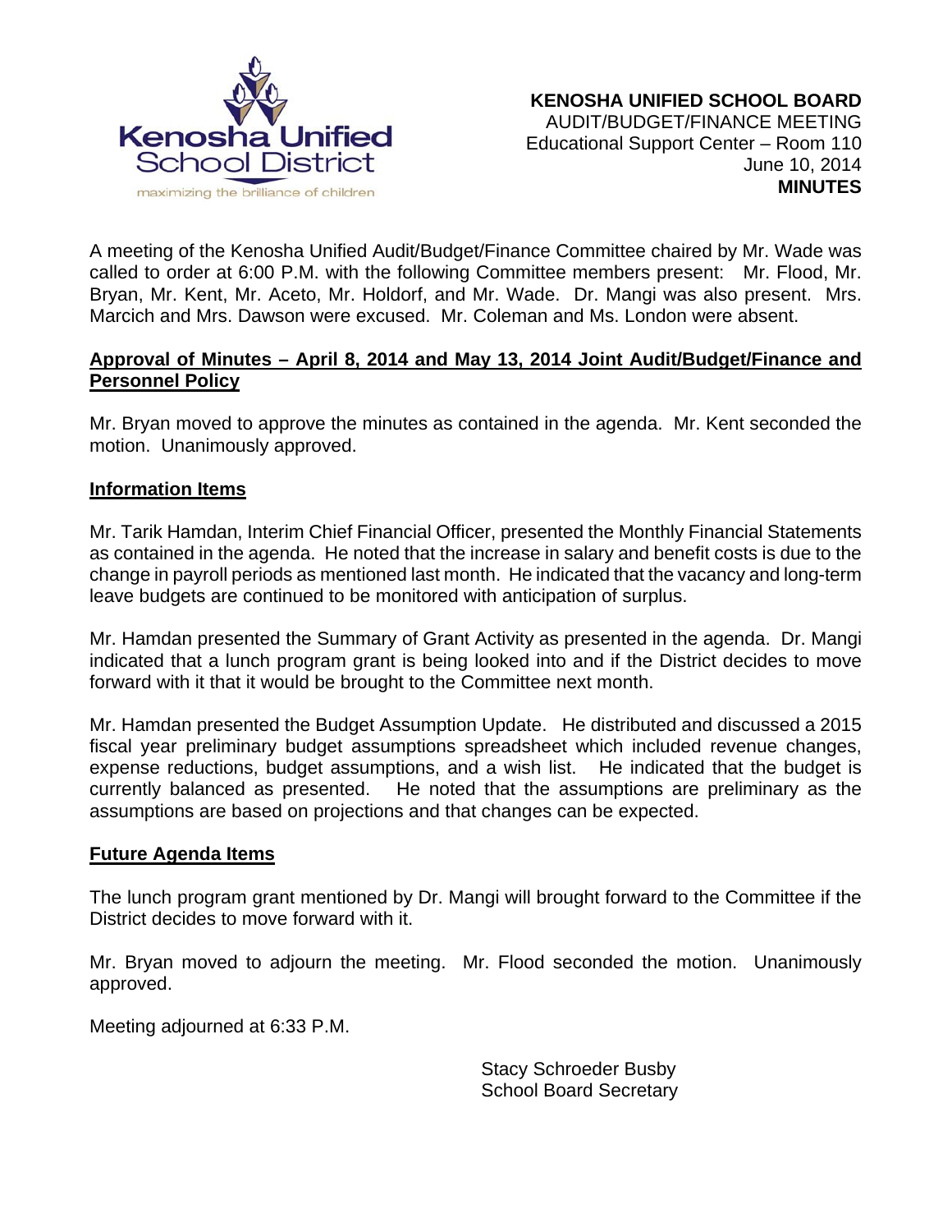Kenosha Unified School District

maximizing the brilliance of children

**KENOSHA UNIFIED SCHOOL BOARD**
AUDIT/BUDGET/FINANCE MEETING
Educational Support Center – Room 110
June 10, 2014
**MINUTES**

A meeting of the Kenosha Unified Audit/Budget/Finance Committee chaired by Mr. Wade was called to order at 6:00 P.M. with the following Committee members present: Mr. Flood, Mr. Bryan, Mr. Kent, Mr. Aceto, Mr. Holdorf, and Mr. Wade. Dr. Mangi was also present. Mrs. Marcich and Mrs. Dawson were excused. Mr. Coleman and Ms. London were absent.

**Approval of Minutes – April 8, 2014 and May 13, 2014 Joint Audit/Budget/Finance and Personnel Policy**

Mr. Bryan moved to approve the minutes as contained in the agenda. Mr. Kent seconded the motion. Unanimously approved.

**Information Items**

Mr. Tarik Hamdan, Interim Chief Financial Officer, presented the Monthly Financial Statements as contained in the agenda. He noted that the increase in salary and benefit costs is due to the change in payroll periods as mentioned last month. He indicated that the vacancy and long-term leave budgets are continued to be monitored with anticipation of surplus.

Mr. Hamdan presented the Summary of Grant Activity as presented in the agenda. Dr. Mangi indicated that a lunch program grant is being looked into and if the District decides to move forward with it that it would be brought to the Committee next month.

Mr. Hamdan presented the Budget Assumption Update. He distributed and discussed a 2015 fiscal year preliminary budget assumptions spreadsheet which included revenue changes, expense reductions, budget assumptions, and a wish list. He indicated that the budget is currently balanced as presented. He noted that the assumptions are preliminary as the assumptions are based on projections and that changes can be expected.

**Future Agenda Items**

The lunch program grant mentioned by Dr. Mangi will brought forward to the Committee if the District decides to move forward with it.

Mr. Bryan moved to adjourn the meeting. Mr. Flood seconded the motion. Unanimously approved.

Meeting adjourned at 6:33 P.M.

Stacy Schroeder Busby
School Board Secretary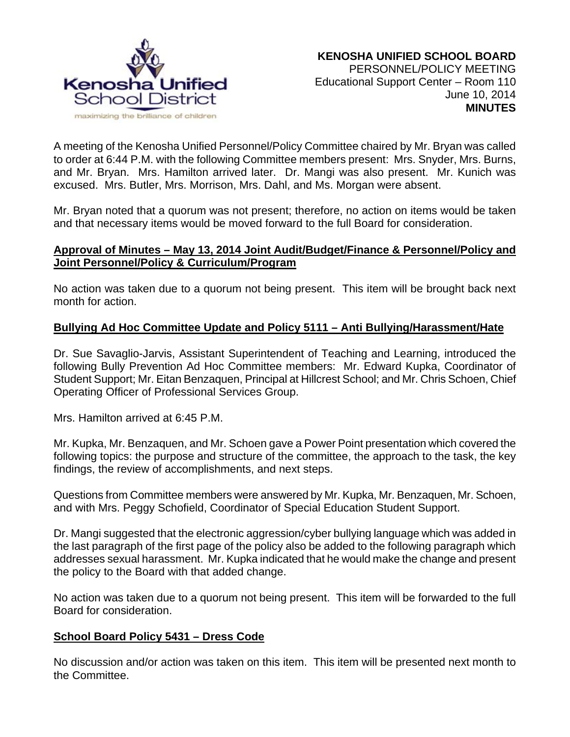**KENOSHA UNIFIED SCHOOL BOARD**
PERSONNEL/POLICY MEETING
Educational Support Center – Room 110
June 10, 2014
**MINUTES**

A meeting of the Kenosha Unified Personnel/Policy Committee chaired by Mr. Bryan was called to order at 6:44 P.M. with the following Committee members present: Mrs. Snyder, Mrs. Burns, and Mr. Bryan. Mrs. Hamilton arrived later. Dr. Mangi was also present. Mr. Kunich was excused. Mrs. Butler, Mrs. Morrison, Mrs. Dahl, and Ms. Morgan were absent.

Mr. Bryan noted that a quorum was not present; therefore, no action on items would be taken and that necessary items would be moved forward to the full Board for consideration.

**Approval of Minutes – May 13, 2014 Joint Audit/Budget/Finance & Personnel/Policy and Joint Personnel/Policy & Curriculum/Program**

No action was taken due to a quorum not being present. This item will be brought back next month for action.

**Bullying Ad Hoc Committee Update and Policy 5111 – Anti Bullying/Harassment/Hate**

Dr. Sue Savaglio-Jarvis, Assistant Superintendent of Teaching and Learning, introduced the following Bully Prevention Ad Hoc Committee members: Mr. Edward Kupka, Coordinator of Student Support; Mr. Eitan Benzaquen, Principal at Hillcrest School; and Mr. Chris Schoen, Chief Operating Officer of Professional Services Group.

Mrs. Hamilton arrived at 6:45 P.M.

Mr. Kupka, Mr. Benzaquen, and Mr. Schoen gave a Power Point presentation which covered the following topics: the purpose and structure of the committee, the approach to the task, the key findings, the review of accomplishments, and next steps.

Questions from Committee members were answered by Mr. Kupka, Mr. Benzaquen, Mr. Schoen, and with Mrs. Peggy Schofield, Coordinator of Special Education Student Support.

Dr. Mangi suggested that the electronic aggression/cyber bullying language which was added in the last paragraph of the first page of the policy also be added to the following paragraph which addresses sexual harassment. Mr. Kupka indicated that he would make the change and present the policy to the Board with that added change.

No action was taken due to a quorum not being present. This item will be forwarded to the full Board for consideration.

**School Board Policy 5431 – Dress Code**

No discussion and/or action was taken on this item. This item will be presented next month to the Committee.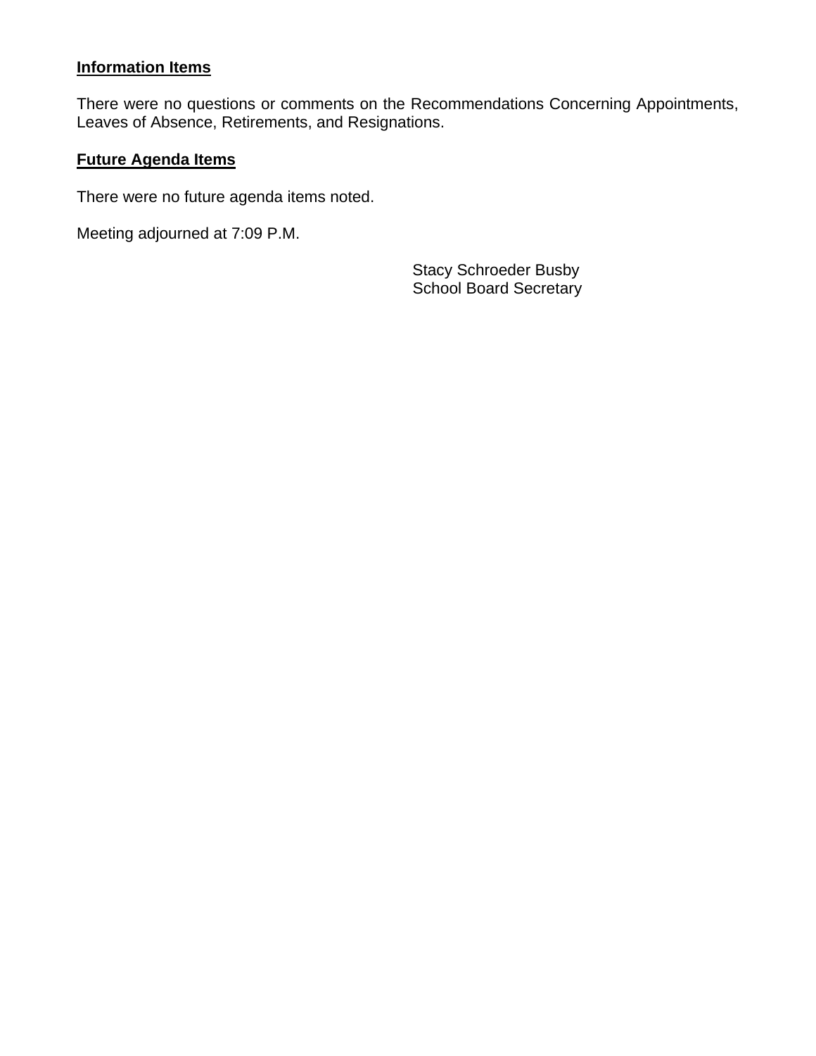**Information Items**

There were no questions or comments on the Recommendations Concerning Appointments, Leaves of Absence, Retirements, and Resignations.

**Future Agenda Items**

There were no future agenda items noted.

Meeting adjourned at 7:09 P.M.

Stacy Schroeder Busby
School Board Secretary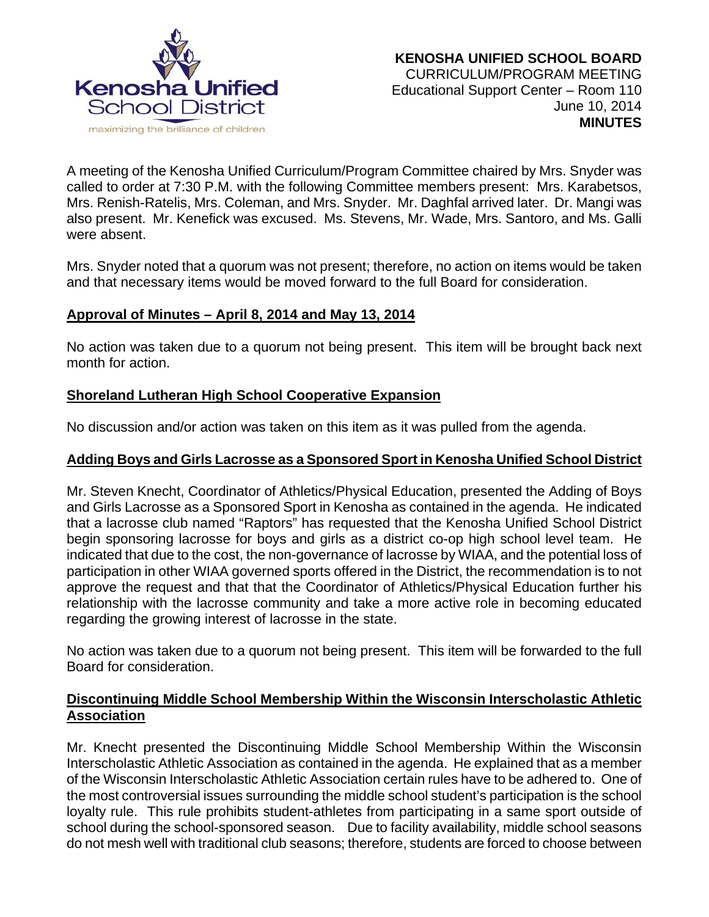**KENOSHA UNIFIED SCHOOL BOARD**
CURRICULUM/PROGRAM MEETING
Educational Support Center – Room 110
June 10, 2014
**MINUTES**

A meeting of the Kenosha Unified Curriculum/Program Committee chaired by Mrs. Snyder was called to order at 7:30 P.M. with the following Committee members present: Mrs. Karabetsos, Mrs. Renish-Ratelis, Mrs. Coleman, and Mrs. Snyder. Mr. Daghfal arrived later. Dr. Mangi was also present. Mr. Kenefick was excused. Ms. Stevens, Mr. Wade, Mrs. Santoro, and Ms. Galli were absent.

Mrs. Snyder noted that a quorum was not present; therefore, no action on items would be taken and that necessary items would be moved forward to the full Board for consideration.

**Approval of Minutes – April 8, 2014 and May 13, 2014**

No action was taken due to a quorum not being present. This item will be brought back next month for action.

**Shoreland Lutheran High School Cooperative Expansion**

No discussion and/or action was taken on this item as it was pulled from the agenda.

**Adding Boys and Girls Lacrosse as a Sponsored Sport in Kenosha Unified School District**

Mr. Steven Knecht, Coordinator of Athletics/Physical Education, presented the Adding of Boys and Girls Lacrosse as a Sponsored Sport in Kenosha as contained in the agenda. He indicated that a lacrosse club named "Raptors" has requested that the Kenosha Unified School District begin sponsoring lacrosse for boys and girls as a district co-op high school level team. He indicated that due to the cost, the non-governance of lacrosse by WIAA, and the potential loss of participation in other WIAA governed sports offered in the District, the recommendation is to not approve the request and that that the Coordinator of Athletics/Physical Education further his relationship with the lacrosse community and take a more active role in becoming educated regarding the growing interest of lacrosse in the state.

No action was taken due to a quorum not being present. This item will be forwarded to the full Board for consideration.

**Discontinuing Middle School Membership Within the Wisconsin Interscholastic Athletic Association**

Mr. Knecht presented the Discontinuing Middle School Membership Within the Wisconsin Interscholastic Athletic Association as contained in the agenda. He explained that as a member of the Wisconsin Interscholastic Athletic Association certain rules have to be adhered to. One of the most controversial issues surrounding the middle school student's participation is the school loyalty rule. This rule prohibits student-athletes from participating in a same sport outside of school during the school-sponsored season. Due to facility availability, middle school seasons do not mesh well with traditional club seasons; therefore, students are forced to choose between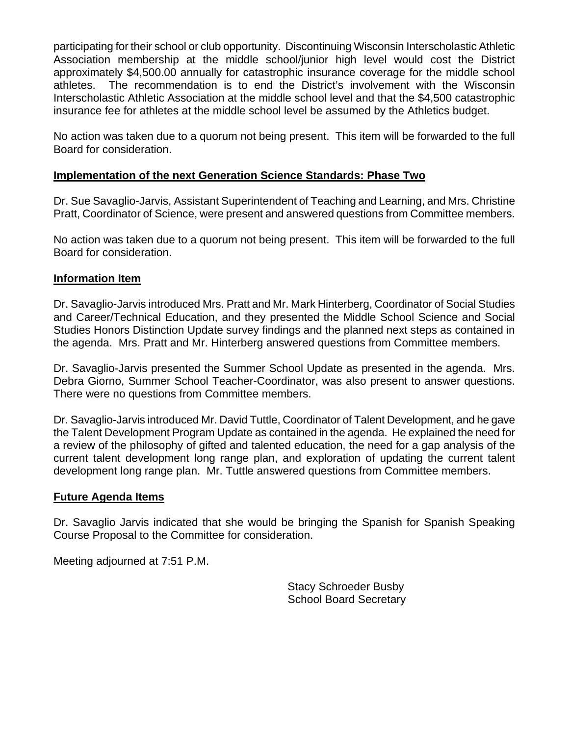participating for their school or club opportunity. Discontinuing Wisconsin Interscholastic Athletic Association membership at the middle school/junior high level would cost the District approximately $4,500.00 annually for catastrophic insurance coverage for the middle school athletes. The recommendation is to end the District's involvement with the Wisconsin Interscholastic Athletic Association at the middle school level and that the $4,500 catastrophic insurance fee for athletes at the middle school level be assumed by the Athletics budget.

No action was taken due to a quorum not being present. This item will be forwarded to the full Board for consideration.

**Implementation of the next Generation Science Standards: Phase Two**

Dr. Sue Savaglio-Jarvis, Assistant Superintendent of Teaching and Learning, and Mrs. Christine Pratt, Coordinator of Science, were present and answered questions from Committee members.

No action was taken due to a quorum not being present. This item will be forwarded to the full Board for consideration.

**Information Item**

Dr. Savaglio-Jarvis introduced Mrs. Pratt and Mr. Mark Hinterberg, Coordinator of Social Studies and Career/Technical Education, and they presented the Middle School Science and Social Studies Honors Distinction Update survey findings and the planned next steps as contained in the agenda. Mrs. Pratt and Mr. Hinterberg answered questions from Committee members.

Dr. Savaglio-Jarvis presented the Summer School Update as presented in the agenda. Mrs. Debra Giorno, Summer School Teacher-Coordinator, was also present to answer questions. There were no questions from Committee members.

Dr. Savaglio-Jarvis introduced Mr. David Tuttle, Coordinator of Talent Development, and he gave the Talent Development Program Update as contained in the agenda. He explained the need for a review of the philosophy of gifted and talented education, the need for a gap analysis of the current talent development long range plan, and exploration of updating the current talent development long range plan. Mr. Tuttle answered questions from Committee members.

**Future Agenda Items**

Dr. Savaglio Jarvis indicated that she would be bringing the Spanish for Spanish Speaking Course Proposal to the Committee for consideration.

Meeting adjourned at 7:51 P.M.

Stacy Schroeder Busby
School Board Secretary